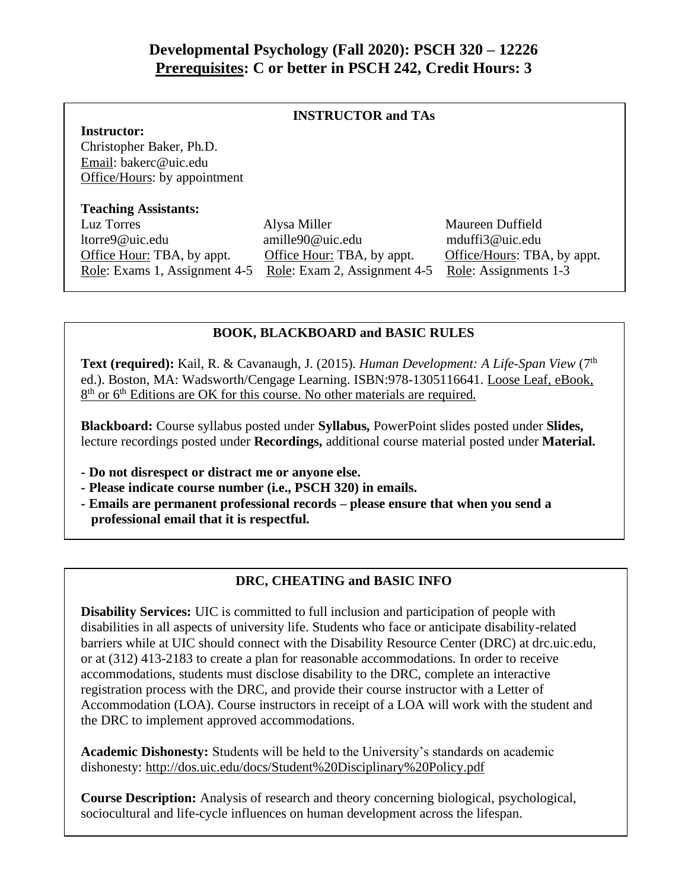# Developmental Psychology (Fall 2020): PSCH 320 – 12226

## Prerequisites: C or better in PSCH 242, Credit Hours: 3

### INSTRUCTOR and TAs

**Instructor:**
Christopher Baker, Ph.D.
Email: bakerc@uic.edu
Office/Hours: by appointment

**Teaching Assistants:**

| Luz Torres | Alysa Miller | Maureen Duffield |
|---|---|---|
| ltorre9@uic.edu | amille90@uic.edu | mduffi3@uic.edu |
| Office Hour: TBA, by appt. | Office Hour: TBA, by appt. | Office/Hours: TBA, by appt. |
| Role: Exams 1, Assignment 4-5 | Role: Exam 2, Assignment 4-5 | Role: Assignments 1-3 |

### BOOK, BLACKBOARD and BASIC RULES

**Text (required):** Kail, R. & Cavanaugh, J. (2015). *Human Development: A Life-Span View* (7th ed.). Boston, MA: Wadsworth/Cengage Learning. ISBN:978-1305116641. Loose Leaf, eBook, 8th or 6th Editions are OK for this course. No other materials are required.

**Blackboard:** Course syllabus posted under **Syllabus,** PowerPoint slides posted under **Slides,** lecture recordings posted under **Recordings,** additional course material posted under **Material.**

- **Do not disrespect or distract me or anyone else.**
- **Please indicate course number (i.e., PSCH 320) in emails.**
- **Emails are permanent professional records – please ensure that when you send a professional email that it is respectful.**

### DRC, CHEATING and BASIC INFO

**Disability Services:** UIC is committed to full inclusion and participation of people with disabilities in all aspects of university life. Students who face or anticipate disability-related barriers while at UIC should connect with the Disability Resource Center (DRC) at drc.uic.edu, or at (312) 413-2183 to create a plan for reasonable accommodations. In order to receive accommodations, students must disclose disability to the DRC, complete an interactive registration process with the DRC, and provide their course instructor with a Letter of Accommodation (LOA). Course instructors in receipt of a LOA will work with the student and the DRC to implement approved accommodations.

**Academic Dishonesty:** Students will be held to the University's standards on academic dishonesty: http://dos.uic.edu/docs/Student%20Disciplinary%20Policy.pdf

**Course Description:** Analysis of research and theory concerning biological, psychological, sociocultural and life-cycle influences on human development across the lifespan.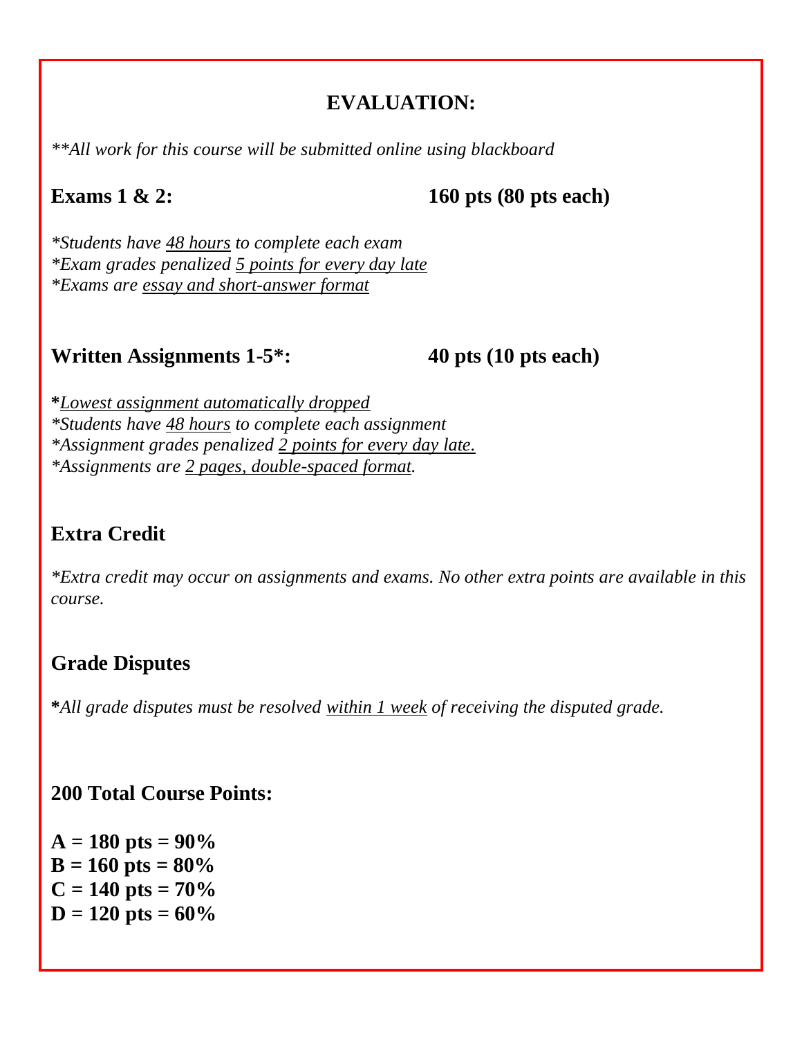## EVALUATION:

*\*\*All work for this course will be submitted online using blackboard*

**Exams 1 & 2: 160 pts (80 pts each)**

*\*Students have <u>48 hours</u> to complete each exam*
*\*Exam grades penalized <u>5 points for every day late</u>*
*\*Exams are <u>essay and short-answer format</u>*

**Written Assignments 1-5\*: 40 pts (10 pts each)**

**\***<u>*Lowest assignment automatically dropped*</u>
*\*Students have <u>48 hours</u> to complete each assignment*
*\*Assignment grades penalized <u>2 points for every day late.</u>*
*\*Assignments are <u>2 pages, double-spaced format</u>.*

### Extra Credit

*\*Extra credit may occur on assignments and exams. No other extra points are available in this course.*

### Grade Disputes

**\***_All grade disputes must be resolved <u>within 1 week</u> of receiving the disputed grade._

### 200 Total Course Points:

**A = 180 pts = 90%**
**B = 160 pts = 80%**
**C = 140 pts = 70%**
**D = 120 pts = 60%**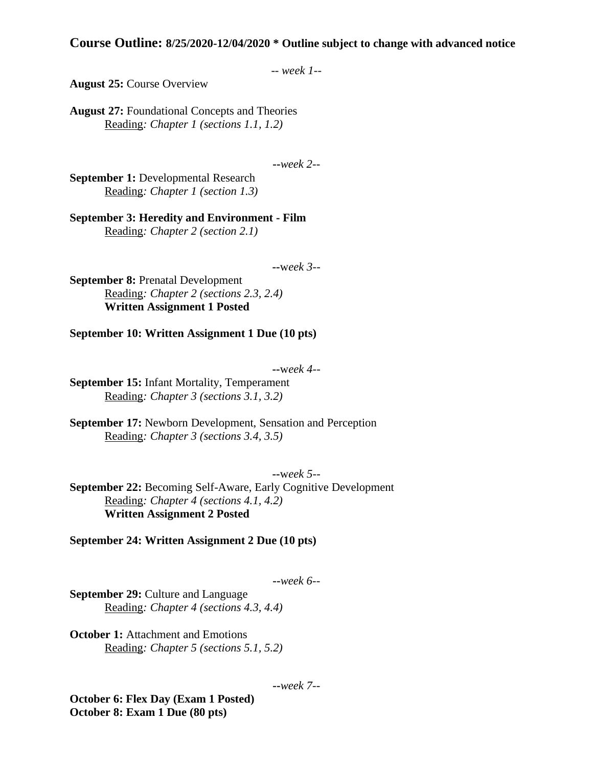**Course Outline: 8/25/2020-12/04/2020 * Outline subject to change with advanced notice**

*-- week 1--*

**August 25:** Course Overview

**August 27:** Foundational Concepts and Theories
Reading*: Chapter 1 (sections 1.1, 1.2)*

*--week 2--*

**September 1:** Developmental Research
Reading*: Chapter 1 (section 1.3)*

**September 3: Heredity and Environment - Film**
Reading*: Chapter 2 (section 2.1)*

*--week 3--*

**September 8:** Prenatal Development
Reading*: Chapter 2 (sections 2.3, 2.4)*
**Written Assignment 1 Posted**

**September 10: Written Assignment 1 Due (10 pts)**

*--week 4--*

**September 15:** Infant Mortality, Temperament
Reading*: Chapter 3 (sections 3.1, 3.2)*

**September 17:** Newborn Development, Sensation and Perception
Reading*: Chapter 3 (sections 3.4, 3.5)*

*--week 5--*

**September 22:** Becoming Self-Aware, Early Cognitive Development
Reading*: Chapter 4 (sections 4.1, 4.2)*
**Written Assignment 2 Posted**

**September 24: Written Assignment 2 Due (10 pts)**

*--week 6--*

**September 29:** Culture and Language
Reading*: Chapter 4 (sections 4.3, 4.4)*

**October 1:** Attachment and Emotions
Reading*: Chapter 5 (sections 5.1, 5.2)*

*--week 7--*

**October 6: Flex Day (Exam 1 Posted)**
**October 8: Exam 1 Due (80 pts)**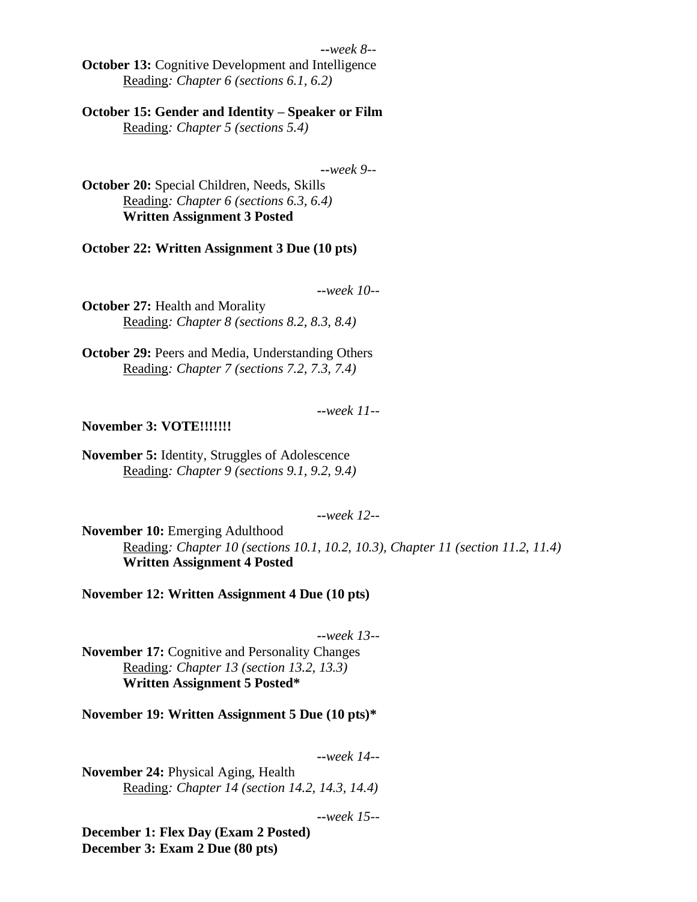*--week 8--*

**October 13:** Cognitive Development and Intelligence
Reading*: Chapter 6 (sections 6.1, 6.2)*

**October 15: Gender and Identity – Speaker or Film**
Reading*: Chapter 5 (sections 5.4)*

*--week 9--*

**October 20:** Special Children, Needs, Skills
Reading*: Chapter 6 (sections 6.3, 6.4)*
**Written Assignment 3 Posted**

**October 22: Written Assignment 3 Due (10 pts)**

*--week 10--*

**October 27:** Health and Morality
Reading*: Chapter 8 (sections 8.2, 8.3, 8.4)*

**October 29:** Peers and Media, Understanding Others
Reading*: Chapter 7 (sections 7.2, 7.3, 7.4)*

*--week 11--*

**November 3: VOTE!!!!!!!**

**November 5:** Identity, Struggles of Adolescence
Reading*: Chapter 9 (sections 9.1, 9.2, 9.4)*

*--week 12--*

**November 10:** Emerging Adulthood
Reading*: Chapter 10 (sections 10.1, 10.2, 10.3), Chapter 11 (section 11.2, 11.4)*
**Written Assignment 4 Posted**

**November 12: Written Assignment 4 Due (10 pts)**

*--week 13--*

**November 17:** Cognitive and Personality Changes
Reading*: Chapter 13 (section 13.2, 13.3)*
**Written Assignment 5 Posted***

**November 19: Written Assignment 5 Due (10 pts)***

*--week 14--*

**November 24:** Physical Aging, Health
Reading*: Chapter 14 (section 14.2, 14.3, 14.4)*

*--week 15--*

**December 1: Flex Day (Exam 2 Posted)**
**December 3: Exam 2 Due (80 pts)**